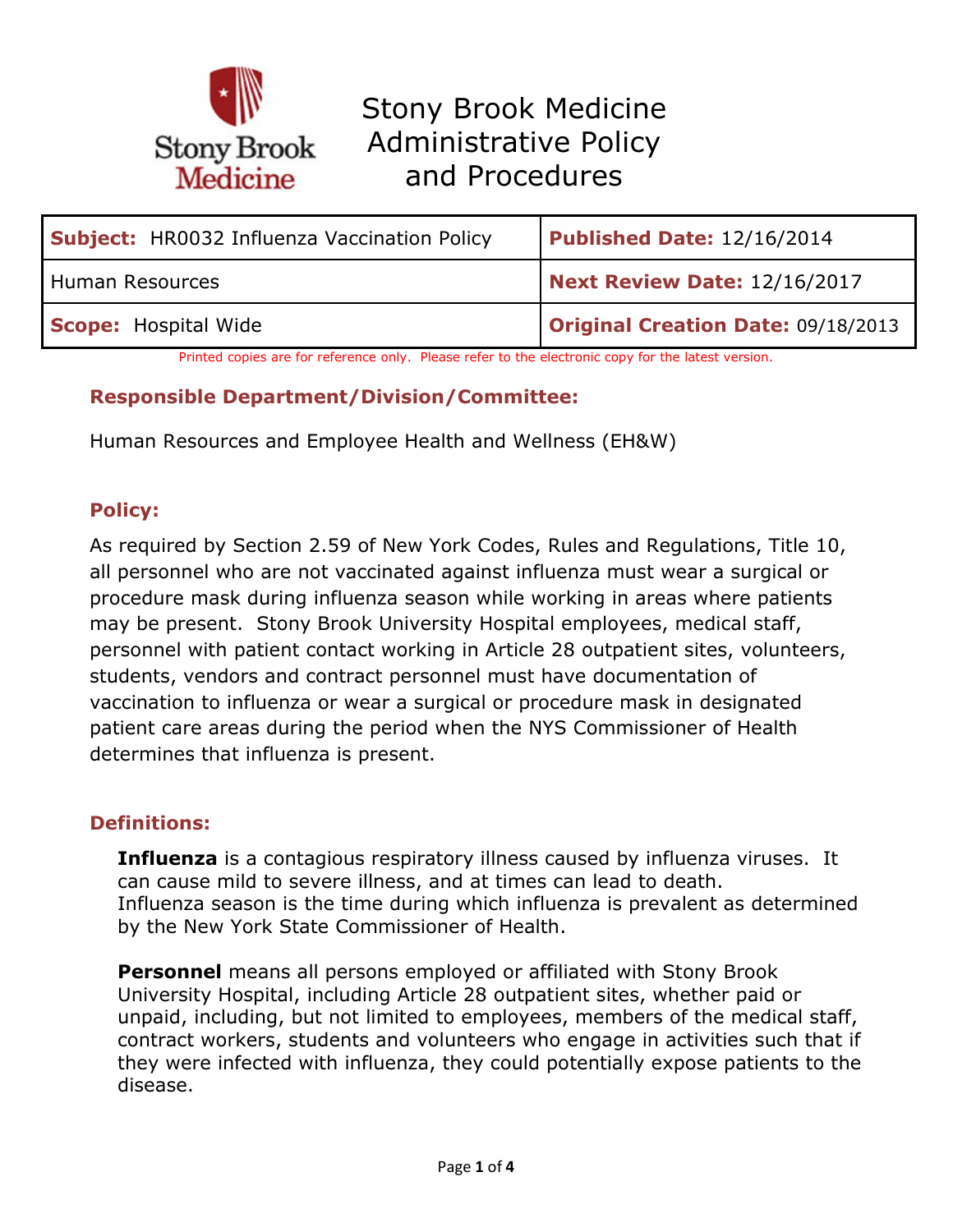# Stony Brook Medicine Administrative Policy and Procedures

| **Subject:** HR0032 Influenza Vaccination Policy | **Published Date:** 12/16/2014 |
| --- | --- |
| Human Resources | **Next Review Date:** 12/16/2017 |
| **Scope:** Hospital Wide | **Original Creation Date:** 09/18/2013 |

Printed copies are for reference only. Please refer to the electronic copy for the latest version.

## Responsible Department/Division/Committee:

Human Resources and Employee Health and Wellness (EH&W)

## Policy:

As required by Section 2.59 of New York Codes, Rules and Regulations, Title 10, all personnel who are not vaccinated against influenza must wear a surgical or procedure mask during influenza season while working in areas where patients may be present. Stony Brook University Hospital employees, medical staff, personnel with patient contact working in Article 28 outpatient sites, volunteers, students, vendors and contract personnel must have documentation of vaccination to influenza or wear a surgical or procedure mask in designated patient care areas during the period when the NYS Commissioner of Health determines that influenza is present.

## Definitions:

**Influenza** is a contagious respiratory illness caused by influenza viruses. It can cause mild to severe illness, and at times can lead to death. Influenza season is the time during which influenza is prevalent as determined by the New York State Commissioner of Health.

**Personnel** means all persons employed or affiliated with Stony Brook University Hospital, including Article 28 outpatient sites, whether paid or unpaid, including, but not limited to employees, members of the medical staff, contract workers, students and volunteers who engage in activities such that if they were infected with influenza, they could potentially expose patients to the disease.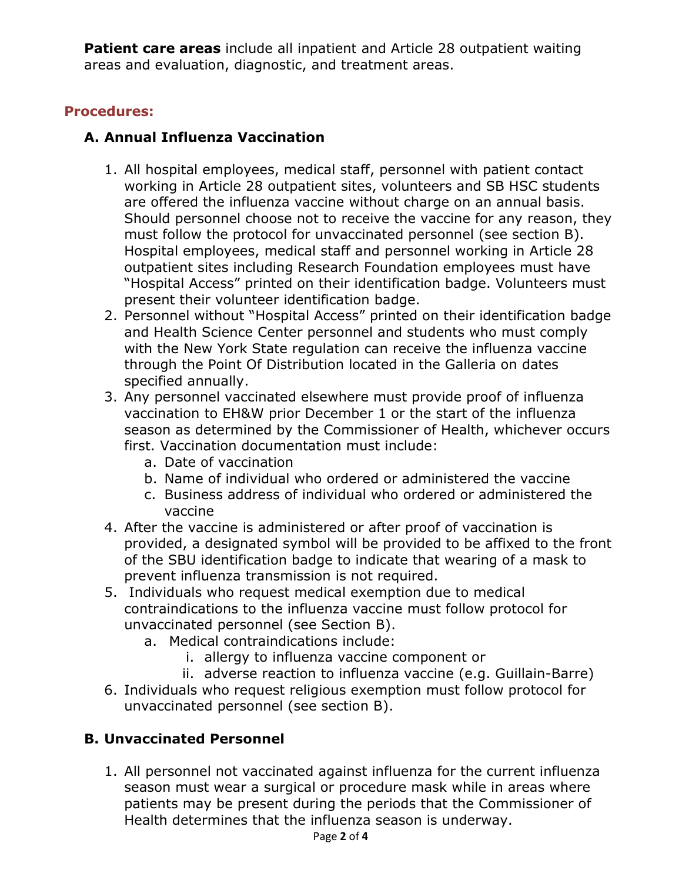**Patient care areas** include all inpatient and Article 28 outpatient waiting areas and evaluation, diagnostic, and treatment areas.

## Procedures:

### A. Annual Influenza Vaccination

1. All hospital employees, medical staff, personnel with patient contact working in Article 28 outpatient sites, volunteers and SB HSC students are offered the influenza vaccine without charge on an annual basis. Should personnel choose not to receive the vaccine for any reason, they must follow the protocol for unvaccinated personnel (see section B). Hospital employees, medical staff and personnel working in Article 28 outpatient sites including Research Foundation employees must have "Hospital Access" printed on their identification badge. Volunteers must present their volunteer identification badge.
2. Personnel without "Hospital Access" printed on their identification badge and Health Science Center personnel and students who must comply with the New York State regulation can receive the influenza vaccine through the Point Of Distribution located in the Galleria on dates specified annually.
3. Any personnel vaccinated elsewhere must provide proof of influenza vaccination to EH&W prior December 1 or the start of the influenza season as determined by the Commissioner of Health, whichever occurs first. Vaccination documentation must include:
   a. Date of vaccination
   b. Name of individual who ordered or administered the vaccine
   c. Business address of individual who ordered or administered the vaccine
4. After the vaccine is administered or after proof of vaccination is provided, a designated symbol will be provided to be affixed to the front of the SBU identification badge to indicate that wearing of a mask to prevent influenza transmission is not required.
5. Individuals who request medical exemption due to medical contraindications to the influenza vaccine must follow protocol for unvaccinated personnel (see Section B).
   a. Medical contraindications include:
      i. allergy to influenza vaccine component or
      ii. adverse reaction to influenza vaccine (e.g. Guillain-Barre)
6. Individuals who request religious exemption must follow protocol for unvaccinated personnel (see section B).

### B. Unvaccinated Personnel

1. All personnel not vaccinated against influenza for the current influenza season must wear a surgical or procedure mask while in areas where patients may be present during the periods that the Commissioner of Health determines that the influenza season is underway.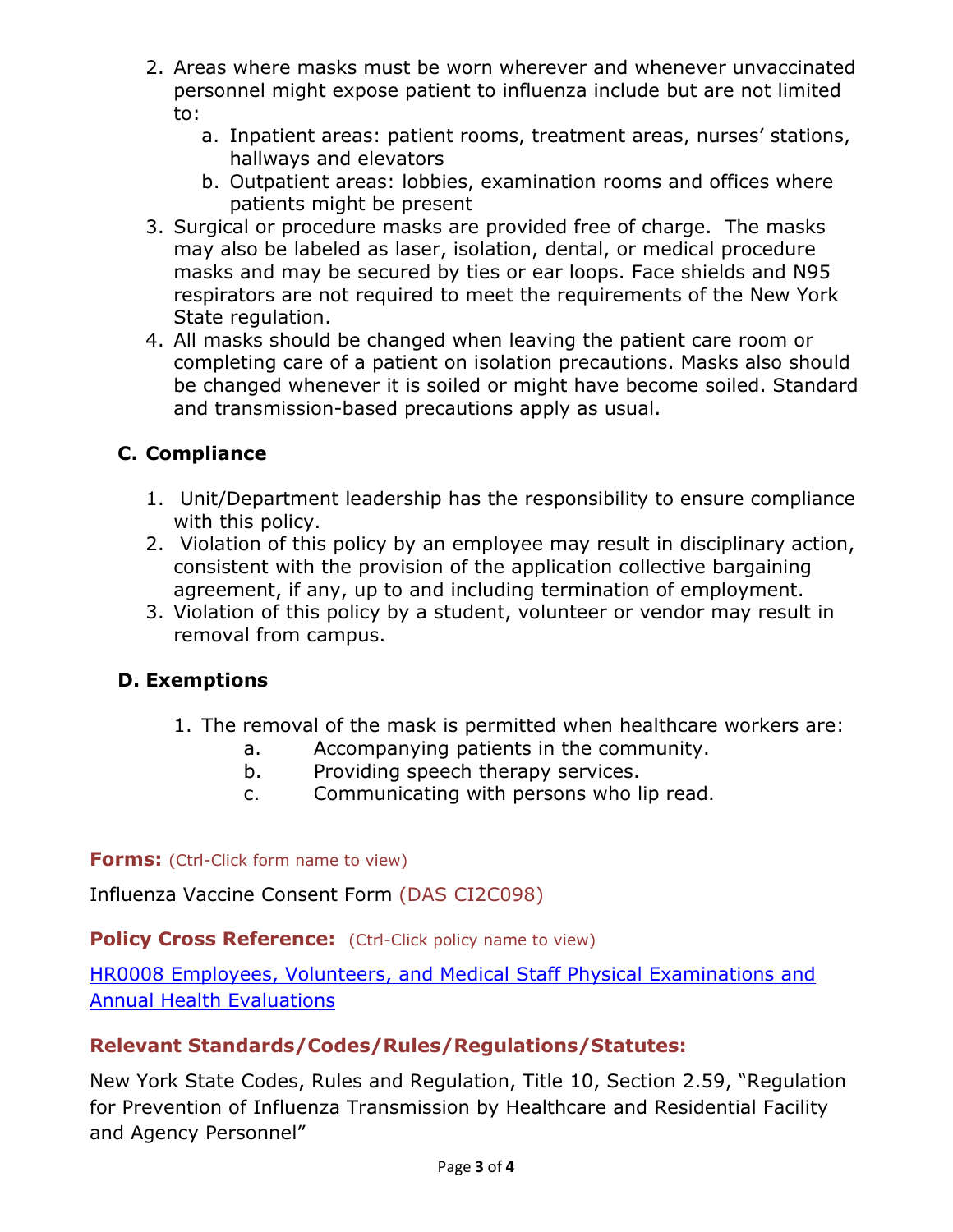2. Areas where masks must be worn wherever and whenever unvaccinated personnel might expose patient to influenza include but are not limited to:
   a. Inpatient areas: patient rooms, treatment areas, nurses' stations, hallways and elevators
   b. Outpatient areas: lobbies, examination rooms and offices where patients might be present
3. Surgical or procedure masks are provided free of charge. The masks may also be labeled as laser, isolation, dental, or medical procedure masks and may be secured by ties or ear loops. Face shields and N95 respirators are not required to meet the requirements of the New York State regulation.
4. All masks should be changed when leaving the patient care room or completing care of a patient on isolation precautions. Masks also should be changed whenever it is soiled or might have become soiled. Standard and transmission-based precautions apply as usual.

### C. Compliance

1. Unit/Department leadership has the responsibility to ensure compliance with this policy.
2. Violation of this policy by an employee may result in disciplinary action, consistent with the provision of the application collective bargaining agreement, if any, up to and including termination of employment.
3. Violation of this policy by a student, volunteer or vendor may result in removal from campus.

### D. Exemptions

1. The removal of the mask is permitted when healthcare workers are:
   a. Accompanying patients in the community.
   b. Providing speech therapy services.
   c. Communicating with persons who lip read.

**Forms:** (Ctrl-Click form name to view)

Influenza Vaccine Consent Form (DAS CI2C098)

**Policy Cross Reference:** (Ctrl-Click policy name to view)

HR0008 Employees, Volunteers, and Medical Staff Physical Examinations and Annual Health Evaluations

**Relevant Standards/Codes/Rules/Regulations/Statutes:**

New York State Codes, Rules and Regulation, Title 10, Section 2.59, "Regulation for Prevention of Influenza Transmission by Healthcare and Residential Facility and Agency Personnel"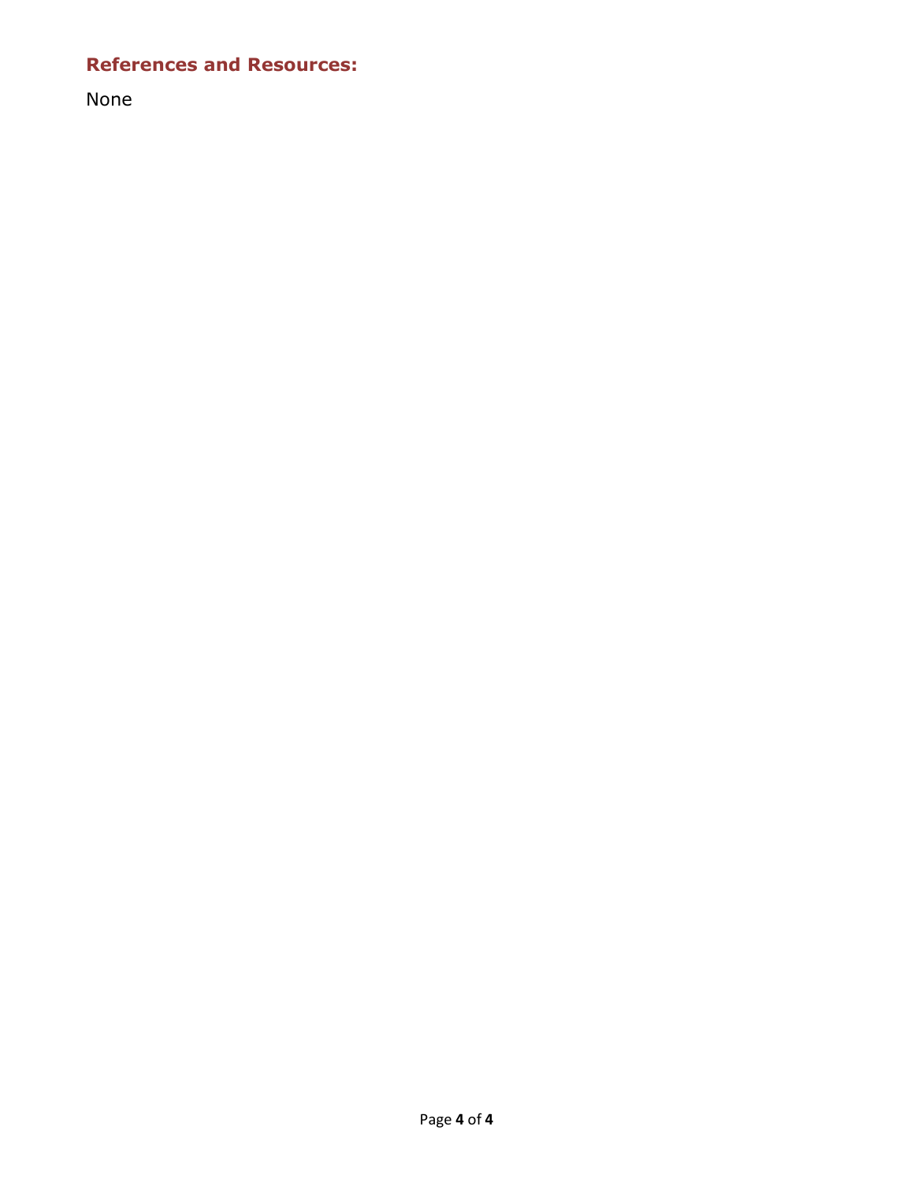### References and Resources:

None